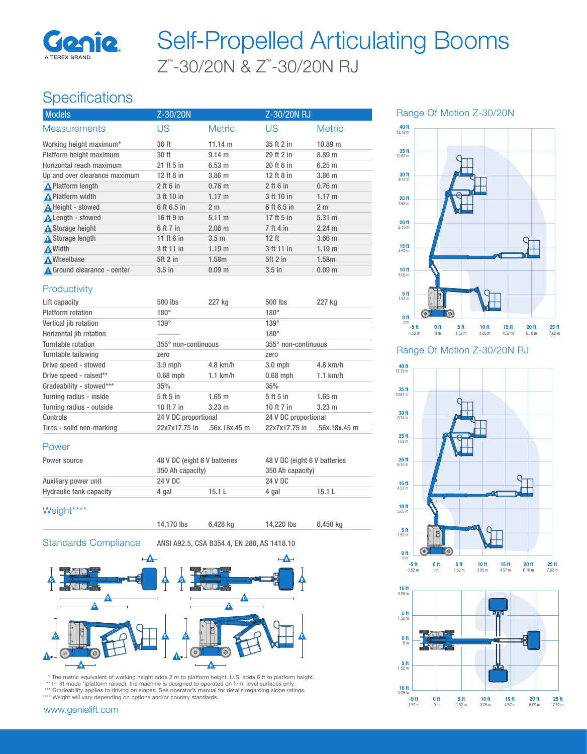# Self-Propelled Articulating Booms

## Z™-30/20N & Z™-30/20N RJ

## Specifications

| Models | Z-30/20N | | Z-30/20N RJ | |
|---|---|---|---|---|
| Measurements | US | Metric | US | Metric |
| Working height maximum* | 36 ft | 11.14 m | 35 ft 2 in | 10.89 m |
| Platform height maximum | 30 ft | 9.14 m | 29 ft 2 in | 8.89 m |
| Horizontal reach maximum | 21 ft 5 in | 6.53 m | 20 ft 6 in | 6.25 m |
| Up and over clearance maximum | 12 ft 8 in | 3.86 m | 12 ft 8 in | 3.86 m |
| A Platform length | 2 ft 6 in | 0.76 m | 2 ft 6 in | 0.76 m |
| B Platform width | 3 ft 10 in | 1.17 m | 3 ft 10 in | 1.17 m |
| C Height - stowed | 6 ft 6.5 in | 2 m | 6 ft 6.5 in | 2 m |
| D Length - stowed | 16 ft 9 in | 5.11 m | 17 ft 5 in | 5.31 m |
| E Storage height | 6 ft 7 in | 2.08 m | 7 ft 4 in | 2.24 m |
| F Storage length | 11 ft 6 in | 3.5 m | 12 ft | 3.66 m |
| G Width | 3 ft 11 in | 1.19 m | 3 ft 11 in | 1.19 m |
| H Wheelbase | 5ft 2 in | 1.58m | 5ft 2 in | 1.58m |
| I Ground clearance - center | 3.5 in | 0.09 m | 3.5 in | 0.09 m |

### Productivity

| | | | | |
|---|---|---|---|---|
| Lift capacity | 500 lbs | 227 kg | 500 lbs | 227 kg |
| Platform rotation | 180° | | 180° | |
| Vertical jib rotation | 139° | | 139° | |
| Horizontal jib rotation | ——— | | 180° | |
| Turntable rotation | 355° non-continuous | | 355° non-continuous | |
| Turntable tailswing | zero | | zero | |
| Drive speed - stowed | 3.0 mph | 4.8 km/h | 3.0 mph | 4.8 km/h |
| Drive speed - raised** | 0.68 mph | 1.1 km/h | 0.68 mph | 1.1 km/h |
| Gradeability - stowed*** | 35% | | 35% | |
| Turning radius - inside | 5 ft 5 in | 1.65 m | 5 ft 5 in | 1.65 m |
| Turning radius - outside | 10 ft 7 in | 3.23 m | 10 ft 7 in | 3.23 m |
| Controls | 24 V DC proportional | | 24 V DC proportional | |
| Tires - solid non-marking | 22x7x17.75 in | .56x.18x.45 m | 22x7x17.75 in | .56x.18x.45 m |

### Power

| | | | | |
|---|---|---|---|---|
| Power source | 48 V DC (eight 6 V batteries 350 Ah capacity) | | 48 V DC (eight 6 V batteries 350 Ah capacity) | |
| Auxiliary power unit | 24 V DC | | 24 V DC | |
| Hydraulic tank capacity | 4 gal | 15.1 L | 4 gal | 15.1 L |

### Weight****

| | | | | |
|---|---|---|---|---|
| | 14,170 lbs | 6,428 kg | 14,220 lbs | 6,450 kg |

### Standards Compliance

ANSI A92.5, CSA B354.4, EN 280, AS 1418.10

\* The metric equivalent of working height adds 2 m to platform height. U.S. adds 6 ft to platform height.
\*\* In lift mode *(platform raised), the machine is designed to operated on firm, level surfaces only.
\*\*\* Gradeability applies to driving on slopes. See operator's manual for details regarding slope ratings.
\*\*\*\* Weight will vary depending on options and/or country standards.

www.genielift.com

### Range Of Motion Z-30/20N

### Range Of Motion Z-30/20N RJ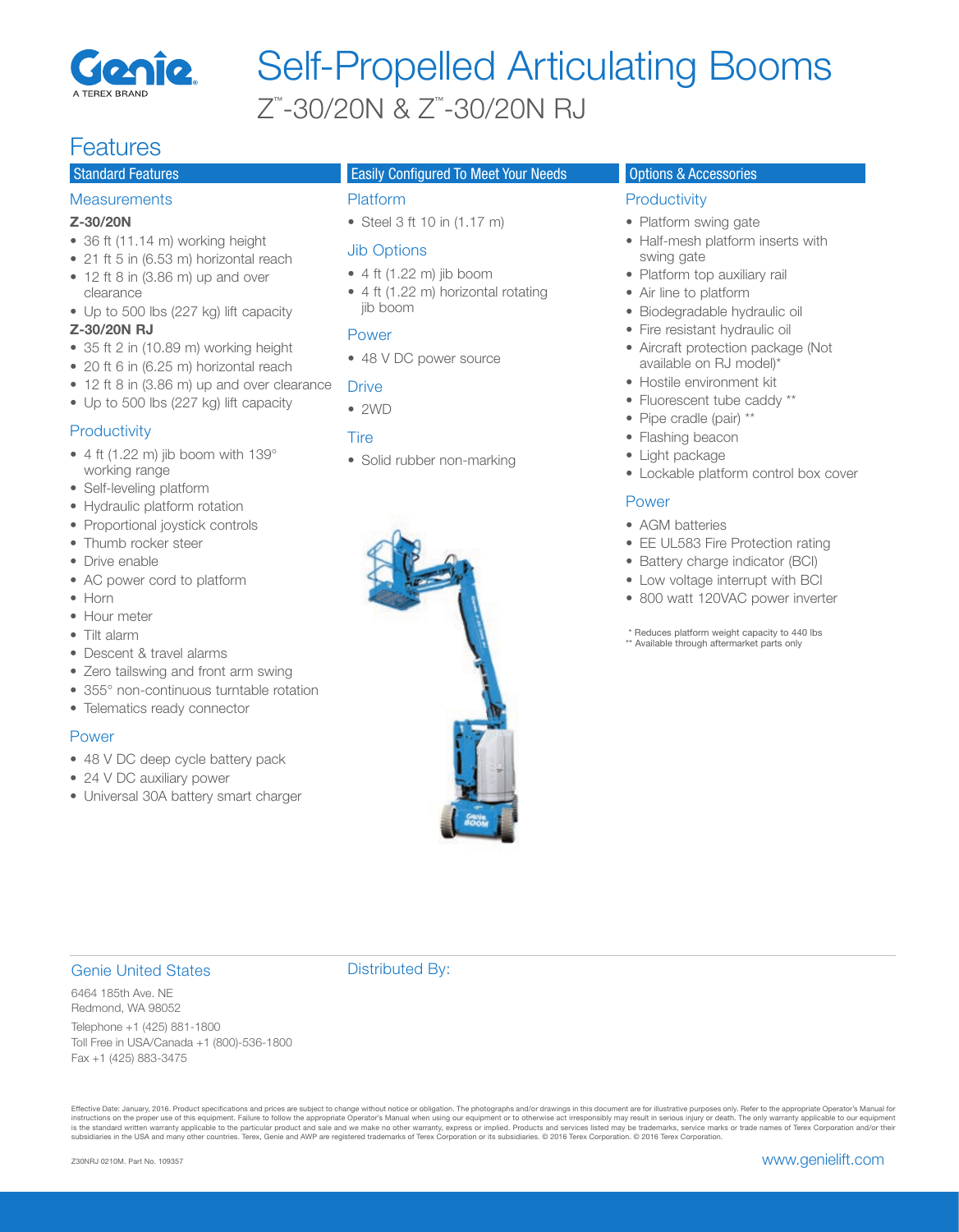# Self-Propelled Articulating Booms

## Z™-30/20N & Z™-30/20N RJ

# Features

## Standard Features

### Measurements

**Z-30/20N**

- 36 ft (11.14 m) working height
- 21 ft 5 in (6.53 m) horizontal reach
- 12 ft 8 in (3.86 m) up and over clearance
- Up to 500 lbs (227 kg) lift capacity

**Z-30/20N RJ**

- 35 ft 2 in (10.89 m) working height
- 20 ft 6 in (6.25 m) horizontal reach
- 12 ft 8 in (3.86 m) up and over clearance
- Up to 500 lbs (227 kg) lift capacity

### Productivity

- 4 ft (1.22 m) jib boom with 139° working range
- Self-leveling platform
- Hydraulic platform rotation
- Proportional joystick controls
- Thumb rocker steer
- Drive enable
- AC power cord to platform
- Horn
- Hour meter
- Tilt alarm
- Descent & travel alarms
- Zero tailswing and front arm swing
- 355° non-continuous turntable rotation
- Telematics ready connector

### Power

- 48 V DC deep cycle battery pack
- 24 V DC auxiliary power
- Universal 30A battery smart charger

## Easily Configured To Meet Your Needs

### Platform

- Steel 3 ft 10 in (1.17 m)

### Jib Options

- 4 ft (1.22 m) jib boom
- 4 ft (1.22 m) horizontal rotating jib boom

### Power

- 48 V DC power source

### Drive

- 2WD

### Tire

- Solid rubber non-marking

## Options & Accessories

### Productivity

- Platform swing gate
- Half-mesh platform inserts with swing gate
- Platform top auxiliary rail
- Air line to platform
- Biodegradable hydraulic oil
- Fire resistant hydraulic oil
- Aircraft protection package (Not available on RJ model)*
- Hostile environment kit
- Fluorescent tube caddy **
- Pipe cradle (pair) **
- Flashing beacon
- Light package
- Lockable platform control box cover

### Power

- AGM batteries
- EE UL583 Fire Protection rating
- Battery charge indicator (BCI)
- Low voltage interrupt with BCI
- 800 watt 120VAC power inverter

\* Reduces platform weight capacity to 440 lbs
** Available through aftermarket parts only

### Genie United States

6464 185th Ave. NE
Redmond, WA 98052

Telephone +1 (425) 881-1800
Toll Free in USA/Canada +1 (800)-536-1800
Fax +1 (425) 883-3475

### Distributed By:

Effective Date: January, 2016. Product specifications and prices are subject to change without notice or obligation. The photographs and/or drawings in this document are for illustrative purposes only. Refer to the appropriate Operator's Manual for instructions on the proper use of this equipment. Failure to follow the appropriate Operator's Manual when using our equipment or to otherwise act irresponsibly may result in serious injury or death. The only warranty applicable to our equipment is the standard written warranty applicable to the particular product and sale and we make no other warranty, express or implied. Products and services listed may be trademarks, service marks or trade names of Terex Corporation and/or their subsidiaries in the USA and many other countries. Terex, Genie and AWP are registered trademarks of Terex Corporation or its subsidiaries. © 2016 Terex Corporation. © 2016 Terex Corporation.

Z30NRJ 0210M. Part No. 109357

www.genielift.com